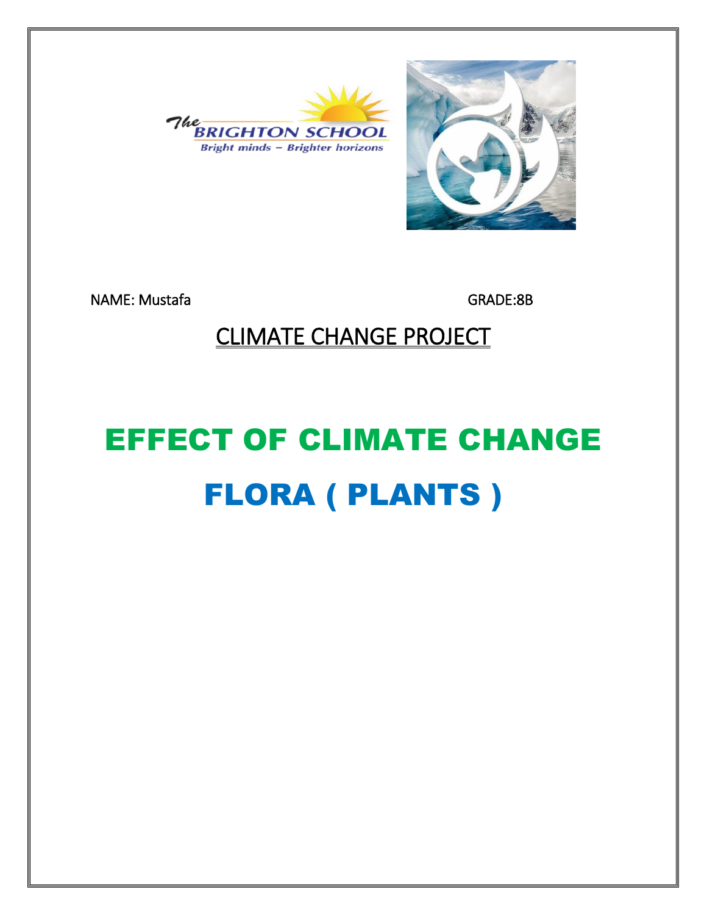NAME: Mustafa GRADE:8B

## CLIMATE CHANGE PROJECT

# EFFECT OF CLIMATE CHANGE

# FLORA ( PLANTS )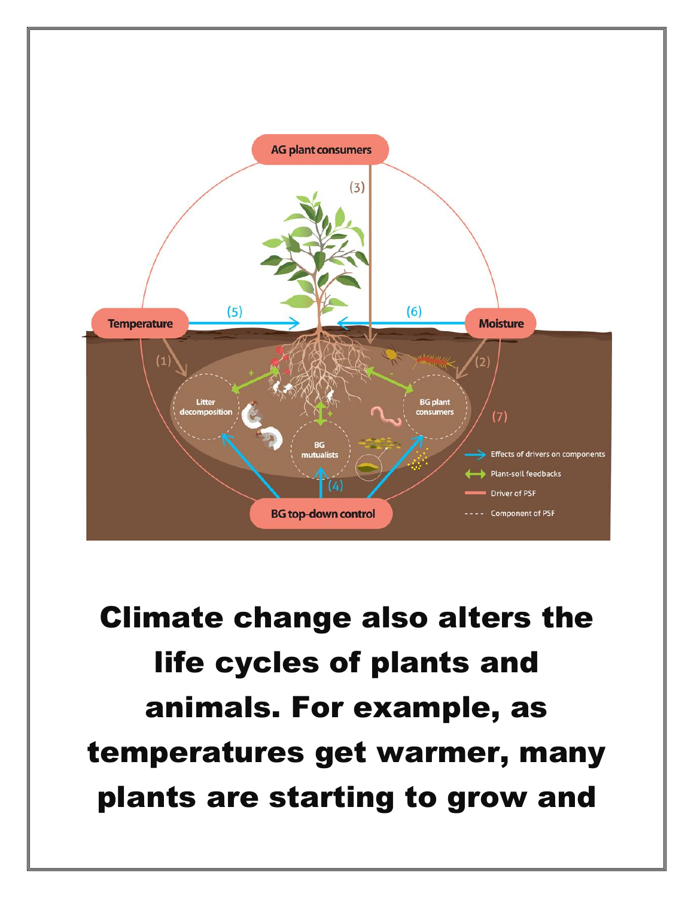Climate change also alters the life cycles of plants and animals. For example, as temperatures get warmer, many plants are starting to grow and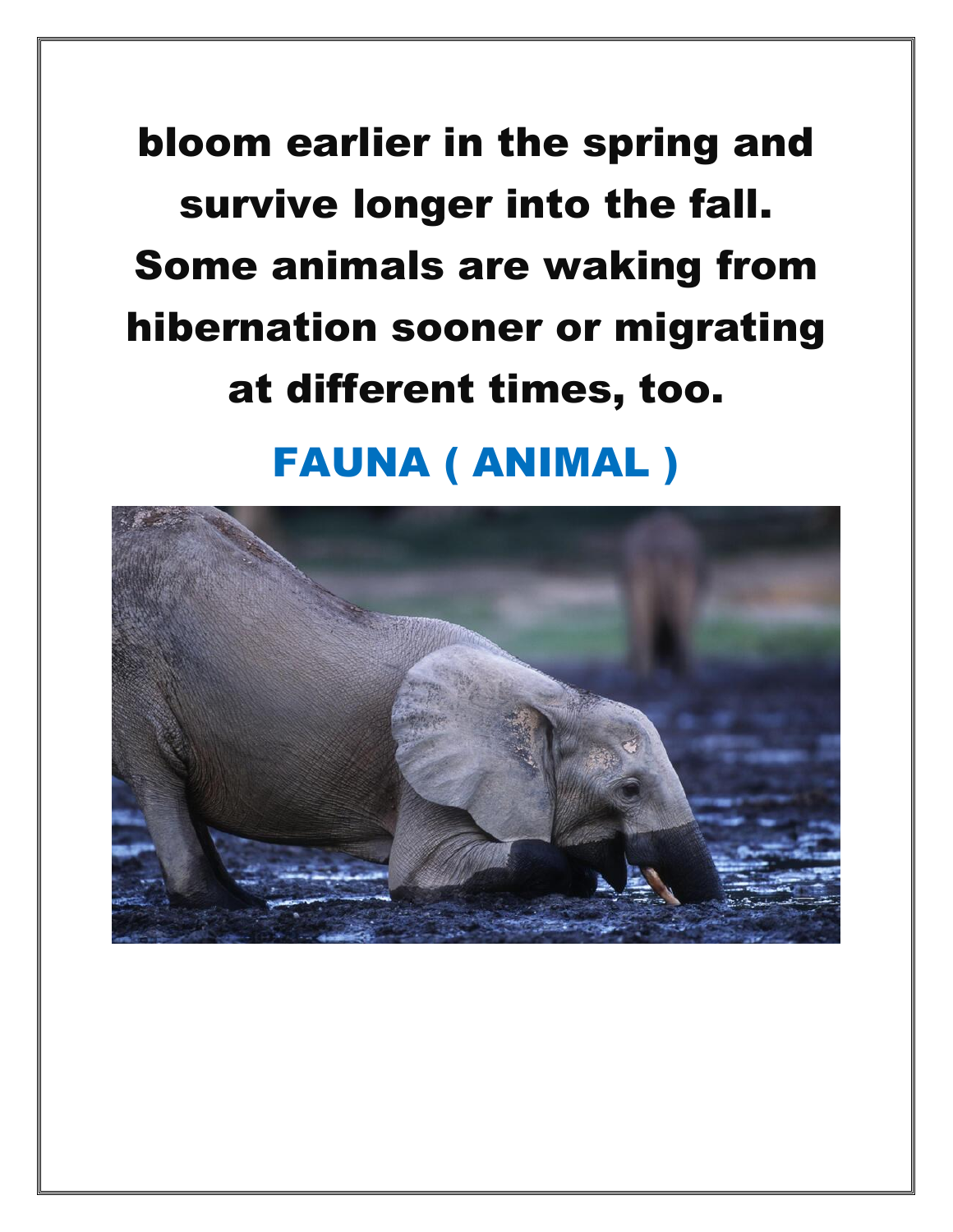**bloom earlier in the spring and survive longer into the fall. Some animals are waking from hibernation sooner or migrating at different times, too.**

## FAUNA ( ANIMAL )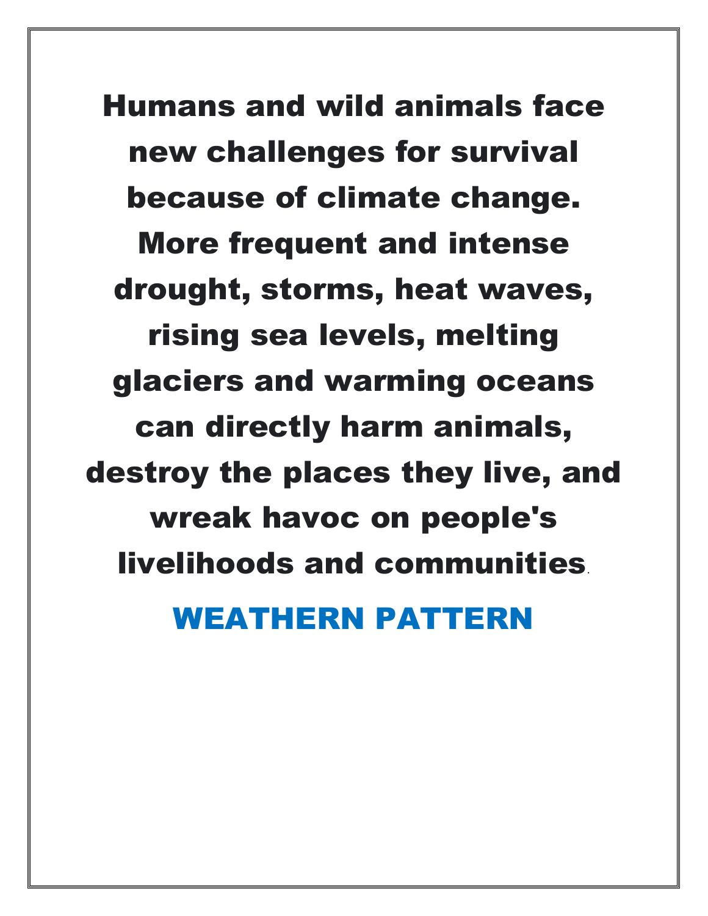**Humans and wild animals face new challenges for survival because of climate change. More frequent and intense drought, storms, heat waves, rising sea levels, melting glaciers and warming oceans can directly harm animals, destroy the places they live, and wreak havoc on people's livelihoods and communities.**

## WEATHERN PATTERN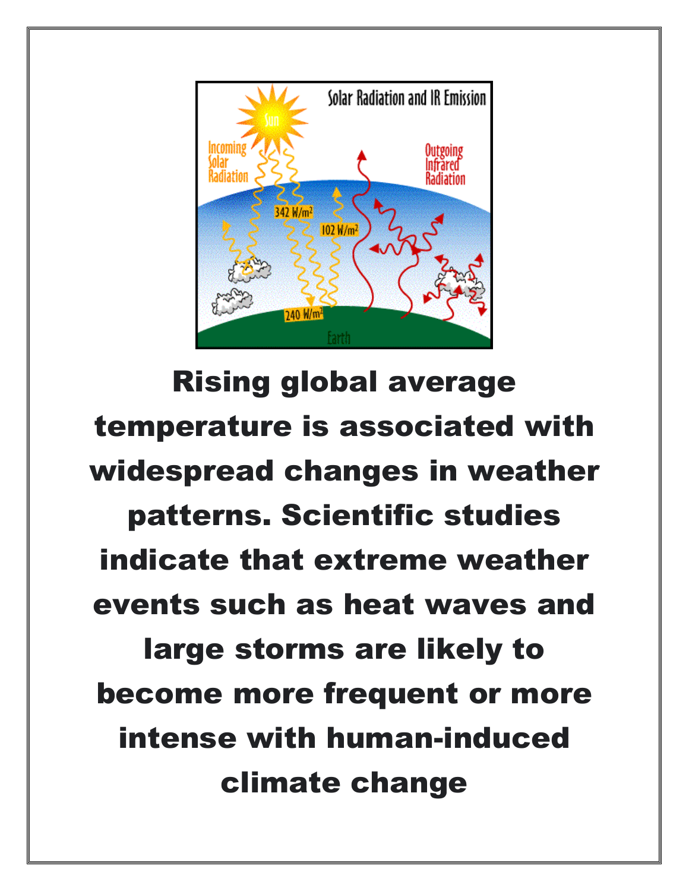Rising global average temperature is associated with widespread changes in weather patterns. Scientific studies indicate that extreme weather events such as heat waves and large storms are likely to become more frequent or more intense with human-induced climate change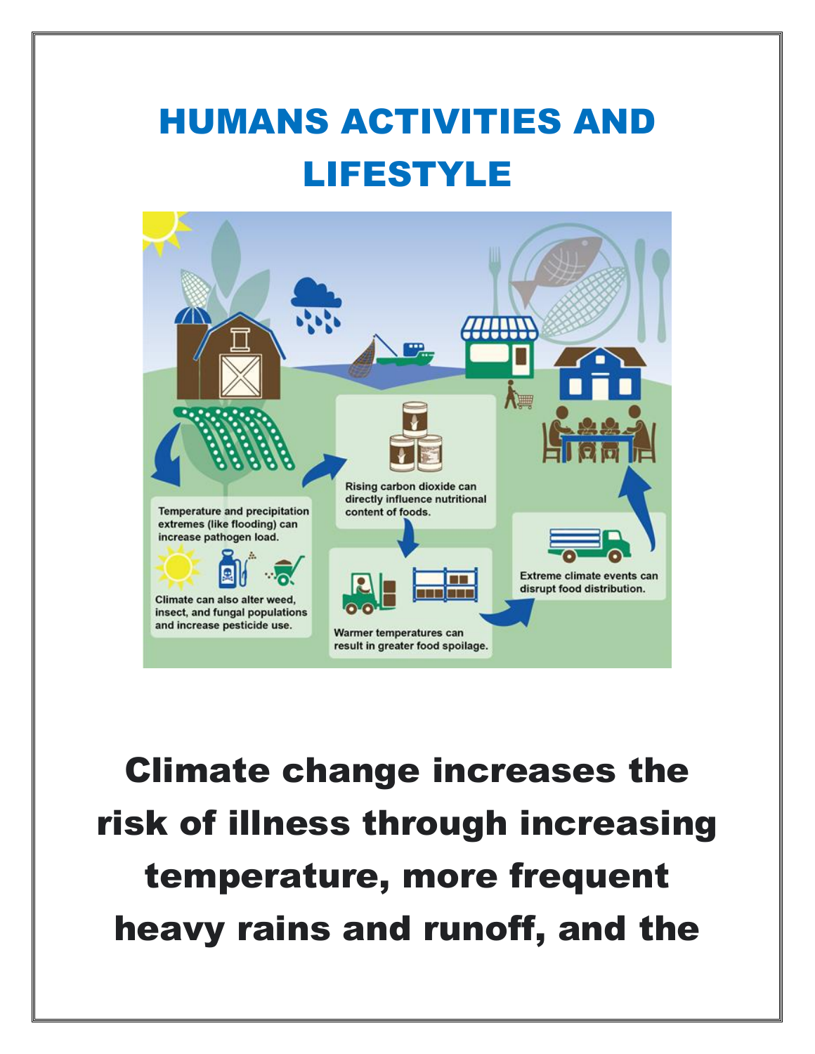# HUMANS ACTIVITIES AND LIFESTYLE

Temperature and precipitation extremes (like flooding) can increase pathogen load.

Climate can also alter weed, insect, and fungal populations and increase pesticide use.

Rising carbon dioxide can directly influence nutritional content of foods.

Warmer temperatures can result in greater food spoilage.

Extreme climate events can disrupt food distribution.

**Climate change increases the risk of illness through increasing temperature, more frequent heavy rains and runoff, and the**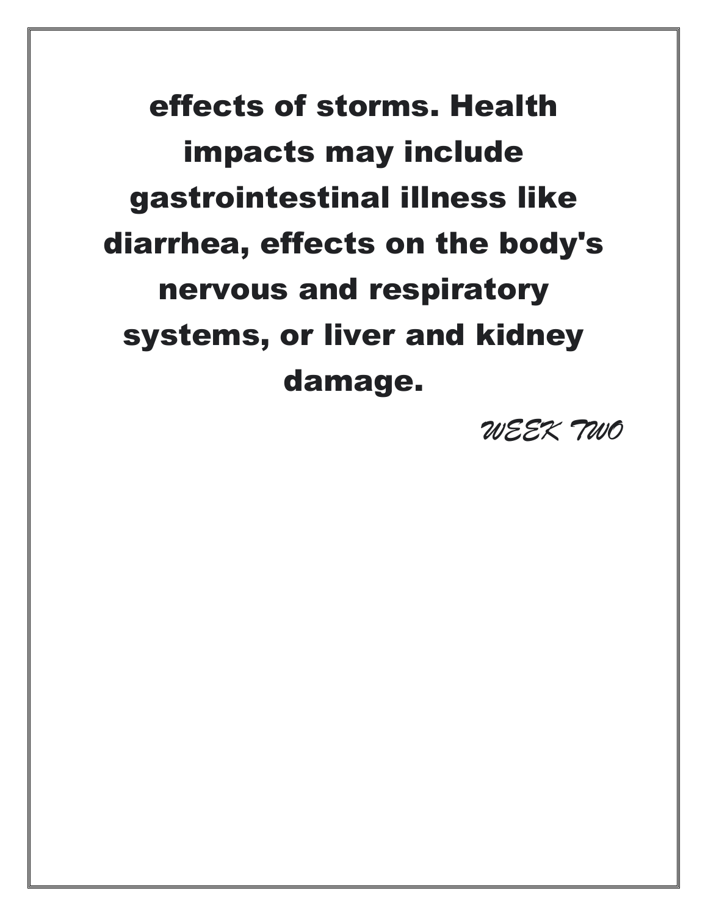**effects of storms. Health impacts may include gastrointestinal illness like diarrhea, effects on the body's nervous and respiratory systems, or liver and kidney damage.**

*WEEK TWO*